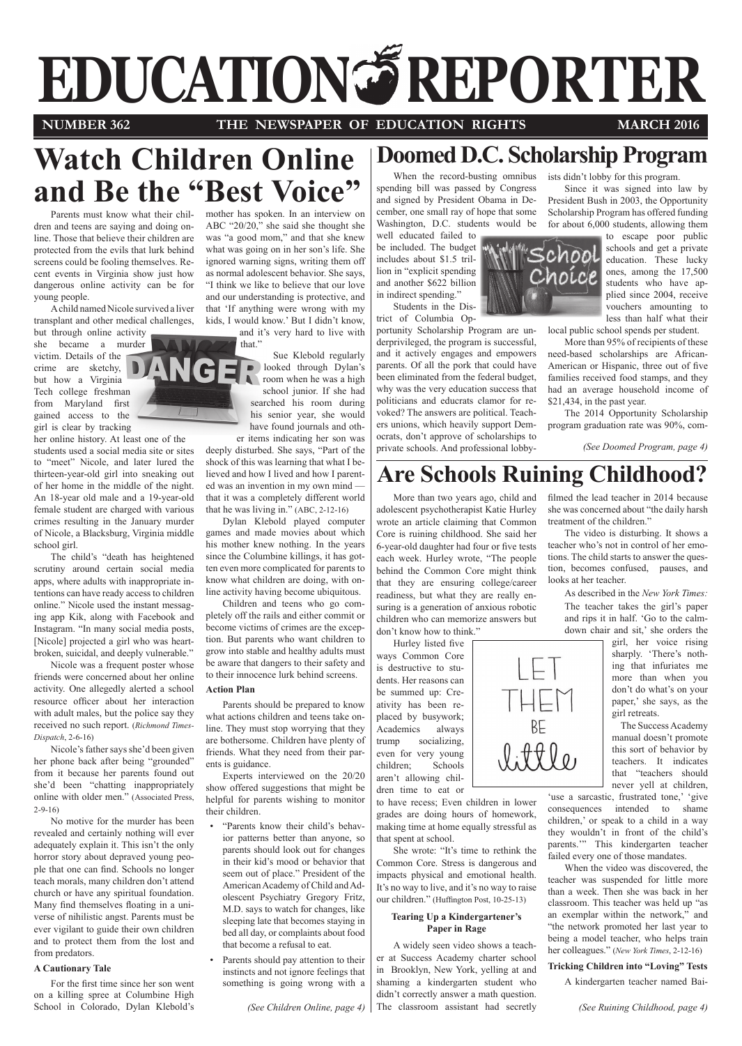# EDUCATION REPORTER

**NUMBER 362** | **THE NEWSPAPER OF EDUCATION RIGHTS** | **MARCH 2016**

## Watch Children Online and Be the "Best Voice"

Parents must know what their children and teens are saying and doing online. Those that believe their children are protected from the evils that lurk behind screens could be fooling themselves. Recent events in Virginia show just how dangerous online activity can be for young people.

A child named Nicole survived a liver transplant and other medical challenges, but through online activity she became a murder victim. Details of the crime are sketchy, but how a Virginia Tech college freshman from Maryland first gained access to the girl is clear by tracking her online history. At least one of the students used a social media site or sites to "meet" Nicole, and later lured the thirteen-year-old girl into sneaking out of her home in the middle of the night. An 18-year old male and a 19-year-old female student are charged with various crimes resulting in the January murder of Nicole, a Blacksburg, Virginia middle school girl.

The child's "death has heightened scrutiny around certain social media apps, where adults with inappropriate intentions can have ready access to children online." Nicole used the instant messaging app Kik, along with Facebook and Instagram. "In many social media posts, [Nicole] projected a girl who was heartbroken, suicidal, and deeply vulnerable."

Nicole was a frequent poster whose friends were concerned about her online activity. One allegedly alerted a school resource officer about her interaction with adult males, but the police say they received no such report. (*Richmond Times-Dispatch*, 2-6-16)

Nicole's father says she'd been given her phone back after being "grounded" from it because her parents found out she'd been "chatting inappropriately online with older men." (Associated Press, 2-9-16)

No motive for the murder has been revealed and certainly nothing will ever adequately explain it. This isn't the only horror story about depraved young people that one can find. Schools no longer teach morals, many children don't attend church or have any spiritual foundation. Many find themselves floating in a universe of nihilistic angst. Parents must be ever vigilant to guide their own children and to protect them from the lost and from predators.

### A Cautionary Tale

For the first time since her son went on a killing spree at Columbine High School in Colorado, Dylan Klebold's mother has spoken. In an interview on ABC "20/20," she said she thought she was "a good mom," and that she knew what was going on in her son's life. She ignored warning signs, writing them off as normal adolescent behavior. She says, "I think we like to believe that our love and our understanding is protective, and that 'If anything were wrong with my kids, I would know.' But I didn't know, and it's very hard to live with that."

Sue Klebold regularly looked through Dylan's room when he was a high school junior. If she had searched his room during his senior year, she would have found journals and other items indicating her son was deeply disturbed. She says, "Part of the shock of this was learning that what I believed and how I lived and how I parented was an invention in my own mind — that it was a completely different world that he was living in." (ABC, 2-12-16)

Dylan Klebold played computer games and made movies about which his mother knew nothing. In the years since the Columbine killings, it has gotten even more complicated for parents to know what children are doing, with online activity having become ubiquitous.

Children and teens who go completely off the rails and either commit or become victims of crimes are the exception. But parents who want children to grow into stable and healthy adults must be aware that dangers to their safety and to their innocence lurk behind screens.

### Action Plan

Parents should be prepared to know what actions children and teens take online. They must stop worrying that they are bothersome. Children have plenty of friends. What they need from their parents is guidance.

Experts interviewed on the 20/20 show offered suggestions that might be helpful for parents wishing to monitor their children.

- "Parents know their child's behavior patterns better than anyone, so parents should look out for changes in their kid's mood or behavior that seem out of place." President of the American Academy of Child and Adolescent Psychiatry Gregory Fritz, M.D. says to watch for changes, like sleeping late that becomes staying in bed all day, or complaints about food that become a refusal to eat.
- Parents should pay attention to their instincts and not ignore feelings that something is going wrong with a

*(See Children Online, page 4)*

## Doomed D.C. Scholarship Program

When the record-busting omnibus spending bill was passed by Congress and signed by President Obama in December, one small ray of hope that some Washington, D.C. students would be well educated failed to be included. The budget includes about \$1.5 trillion in "explicit spending and another \$622 billion in indirect spending."

Students in the District of Columbia Opportunity Scholarship Program are underprivileged, the program is successful, and it actively engages and empowers parents. Of all the pork that could have been eliminated from the federal budget, why was the very education success that politicians and educrats clamor for revoked? The answers are political. Teachers unions, which heavily support Democrats, don't approve of scholarships to private schools. And professional lobbyists didn't lobby for this program.

Since it was signed into law by President Bush in 2003, the Opportunity Scholarship Program has offered funding for about 6,000 students, allowing them to escape poor public schools and get a private education. These lucky ones, among the 17,500 students who have applied since 2004, receive vouchers amounting to less than half what their local public school spends per student.

More than 95% of recipients of these need-based scholarships are African-American or Hispanic, three out of five families received food stamps, and they had an average household income of \$21,434, in the past year.

The 2014 Opportunity Scholarship program graduation rate was 90%, com-

*(See Doomed Program, page 4)*

## Are Schools Ruining Childhood?

More than two years ago, child and adolescent psychotherapist Katie Hurley wrote an article claiming that Common Core is ruining childhood. She said her 6-year-old daughter had four or five tests each week. Hurley wrote, "The people behind the Common Core might think that they are ensuring college/career readiness, but what they are really ensuring is a generation of anxious robotic children who can memorize answers but don't know how to think."

Hurley listed five ways Common Core is destructive to students. Her reasons can be summed up: Creativity has been replaced by busywork; Academics always trump socializing, even for very young children; Schools aren't allowing children time to eat or to have recess; Even children in lower grades are doing hours of homework, making time at home equally stressful as that spent at school.

She wrote: "It's time to rethink the Common Core. Stress is dangerous and impacts physical and emotional health. It's no way to live, and it's no way to raise our children." (Huffington Post, 10-25-13)

### Tearing Up a Kindergartener's Paper in Rage

A widely seen video shows a teacher at Success Academy charter school in Brooklyn, New York, yelling at and shaming a kindergarten student who didn't correctly answer a math question. The classroom assistant had secretly filmed the lead teacher in 2014 because she was concerned about "the daily harsh treatment of the children."

The video is disturbing. It shows a teacher who's not in control of her emotions. The child starts to answer the question, becomes confused, pauses, and looks at her teacher.

As described in the *New York Times:*

> The teacher takes the girl's paper and rips it in half. 'Go to the calm-down chair and sit,' she orders the girl, her voice rising sharply. 'There's nothing that infuriates me more than when you don't do what's on your paper,' she says, as the girl retreats.

The Success Academy manual doesn't promote this sort of behavior by teachers. It indicates that "teachers should never yell at children, 'use a sarcastic, frustrated tone,' 'give consequences intended to shame children,' or speak to a child in a way they wouldn't in front of the child's parents.'" This kindergarten teacher failed every one of those mandates.

When the video was discovered, the teacher was suspended for little more than a week. Then she was back in her classroom. This teacher was held up "as an exemplar within the network," and "the network promoted her last year to being a model teacher, who helps train her colleagues." (*New York Times*, 2-12-16)

### Tricking Children into "Loving" Tests

A kindergarten teacher named Bai-

*(See Ruining Childhood, page 4)*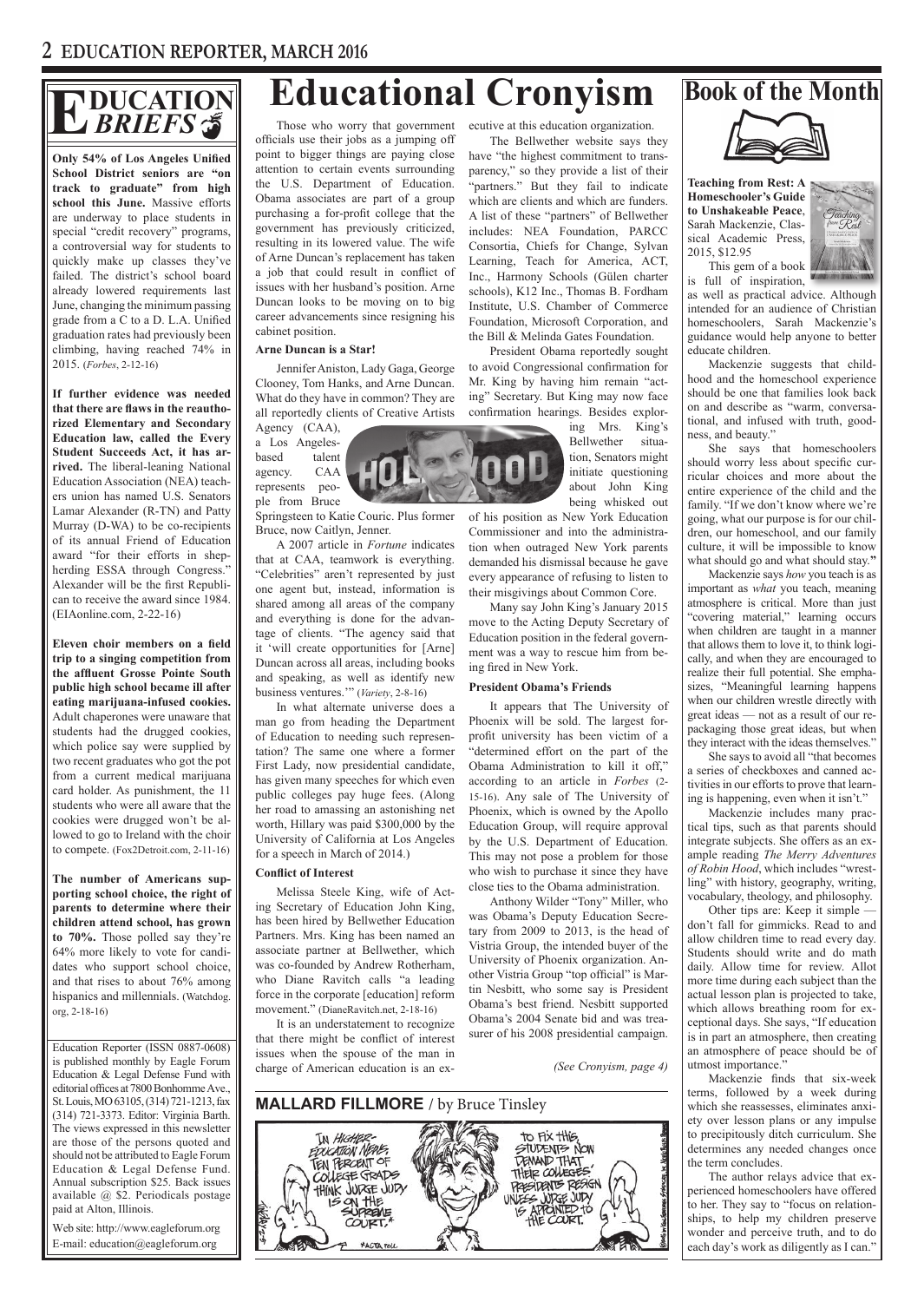# Education Briefs

**Only 54% of Los Angeles Unified School District seniors are "on track to graduate" from high school this June.** Massive efforts are underway to place students in special "credit recovery" programs, a controversial way for students to quickly make up classes they've failed. The district's school board already lowered requirements last June, changing the minimum passing grade from a C to a D. L.A. Unified graduation rates had previously been climbing, having reached 74% in 2015. (*Forbes*, 2-12-16)

**If further evidence was needed that there are flaws in the reauthorized Elementary and Secondary Education law, called the Every Student Succeeds Act, it has arrived.** The liberal-leaning National Education Association (NEA) teachers union has named U.S. Senators Lamar Alexander (R-TN) and Patty Murray (D-WA) to be co-recipients of its annual Friend of Education award "for their efforts in shepherding ESSA through Congress." Alexander will be the first Republican to receive the award since 1984. (EIAonline.com, 2-22-16)

**Eleven choir members on a field trip to a singing competition from the affluent Grosse Pointe South public high school became ill after eating marijuana-infused cookies.** Adult chaperones were unaware that students had the drugged cookies, which police say were supplied by two recent graduates who got the pot from a current medical marijuana card holder. As punishment, the 11 students who were all aware that the cookies were drugged won't be allowed to go to Ireland with the choir to compete. (Fox2Detroit.com, 2-11-16)

**The number of Americans supporting school choice, the right of parents to determine where their children attend school, has grown to 70%.** Those polled say they're 64% more likely to vote for candidates who support school choice, and that rises to about 76% among hispanics and millennials. (Watchdog.org, 2-18-16)

Education Reporter (ISSN 0887-0608) is published monthly by Eagle Forum Education & Legal Defense Fund with editorial offices at 7800 Bonhomme Ave., St. Louis, MO 63105, (314) 721-1213, fax (314) 721-3373. Editor: Virginia Barth. The views expressed in this newsletter are those of the persons quoted and should not be attributed to Eagle Forum Education & Legal Defense Fund. Annual subscription $25. Back issues available @ $2. Periodicals postage paid at Alton, Illinois.

Web site: http://www.eagleforum.org
E-mail: education@eagleforum.org

# Educational Cronyism

Those who worry that government officials use their jobs as a jumping off point to bigger things are paying close attention to certain events surrounding the U.S. Department of Education. Obama associates are part of a group purchasing a for-profit college that the government has previously criticized, resulting in its lowered value. The wife of Arne Duncan's replacement has taken a job that could result in conflict of issues with her husband's position. Arne Duncan looks to be moving on to big career advancements since resigning his cabinet position.

### Arne Duncan is a Star!

Jennifer Aniston, Lady Gaga, George Clooney, Tom Hanks, and Arne Duncan. What do they have in common? They are all reportedly clients of Creative Artists Agency (CAA), a Los Angeles-based talent agency. CAA represents people from Bruce Springsteen to Katie Couric. Plus former Bruce, now Caitlyn, Jenner.

A 2007 article in *Fortune* indicates that at CAA, teamwork is everything. "Celebrities" aren't represented by just one agent but, instead, information is shared among all areas of the company and everything is done for the advantage of clients. "The agency said that it 'will create opportunities for [Arne] Duncan across all areas, including books and speaking, as well as identify new business ventures.'" (*Variety*, 2-8-16)

In what alternate universe does a man go from heading the Department of Education to needing such representation? The same one where a former First Lady, now presidential candidate, has given many speeches for which even public colleges pay huge fees. (Along her road to amassing an astonishing net worth, Hillary was paid $300,000 by the University of California at Los Angeles for a speech in March of 2014.)

### Conflict of Interest

Melissa Steele King, wife of Acting Secretary of Education John King, has been hired by Bellwether Education Partners. Mrs. King has been named an associate partner at Bellwether, which was co-founded by Andrew Rotherham, who Diane Ravitch calls "a leading force in the corporate [education] reform movement." (DianeRavitch.net, 2-18-16)

It is an understatement to recognize that there might be conflict of interest issues when the spouse of the man in charge of American education is an executive at this education organization.

The Bellwether website says they have "the highest commitment to transparency," so they provide a list of their "partners." But they fail to indicate which are clients and which are funders. A list of these "partners" of Bellwether includes: NEA Foundation, PARCC Consortia, Chiefs for Change, Sylvan Learning, Teach for America, ACT, Inc., Harmony Schools (Gülen charter schools), K12 Inc., Thomas B. Fordham Institute, U.S. Chamber of Commerce Foundation, Microsoft Corporation, and the Bill & Melinda Gates Foundation.

President Obama reportedly sought to avoid Congressional confirmation for Mr. King by having him remain "acting" Secretary. But King may now face confirmation hearings. Besides exploring Mrs. King's Bellwether situation, Senators might initiate questioning about John King being whisked out of his position as New York Education Commissioner and into the administration when outraged New York parents demanded his dismissal because he gave every appearance of refusing to listen to their misgivings about Common Core.

Many say John King's January 2015 move to the Acting Deputy Secretary of Education position in the federal government was a way to rescue him from being fired in New York.

### President Obama's Friends

It appears that The University of Phoenix will be sold. The largest for-profit university has been victim of a "determined effort on the part of the Obama Administration to kill it off," according to an article in *Forbes* (2-15-16). Any sale of The University of Phoenix, which is owned by the Apollo Education Group, will require approval by the U.S. Department of Education. This may not pose a problem for those who wish to purchase it since they have close ties to the Obama administration.

Anthony Wilder "Tony" Miller, who was Obama's Deputy Education Secretary from 2009 to 2013, is the head of Vistria Group, the intended buyer of the University of Phoenix organization. Another Vistria Group "top official" is Martin Nesbitt, who some say is President Obama's best friend. Nesbitt supported Obama's 2004 Senate bid and was treasurer of his 2008 presidential campaign.

*(See Cronyism, page 4)*

**MALLARD FILLMORE** / by Bruce Tinsley

# Book of the Month

**Teaching from Rest: A Homeschooler's Guide to Unshakeable Peace**, Sarah Mackenzie, Classical Academic Press, 2015, $12.95

This gem of a book is full of inspiration, as well as practical advice. Although intended for an audience of Christian homeschoolers, Sarah Mackenzie's guidance would help anyone to better educate children.

Mackenzie suggests that childhood and the homeschool experience should be one that families look back on and describe as "warm, conversational, and infused with truth, goodness, and beauty."

She says that homeschoolers should worry less about specific curricular choices and more about the entire experience of the child and the family. "If we don't know where we're going, what our purpose is for our children, our homeschool, and our family culture, it will be impossible to know what should go and what should stay."

Mackenzie says *how* you teach is as important as *what* you teach, meaning atmosphere is critical. More than just "covering material," learning occurs when children are taught in a manner that allows them to love it, to think logically, and when they are encouraged to realize their full potential. She emphasizes, "Meaningful learning happens when our children wrestle directly with great ideas — not as a result of our repackaging those great ideas, but when they interact with the ideas themselves."

She says to avoid all "that becomes a series of checkboxes and canned activities in our efforts to prove that learning is happening, even when it isn't."

Mackenzie includes many practical tips, such as that parents should integrate subjects. She offers as an example reading *The Merry Adventures of Robin Hood*, which includes "wrestling" with history, geography, writing, vocabulary, theology, and philosophy.

Other tips are: Keep it simple — don't fall for gimmicks. Read to and allow children time to read every day. Students should write and do math daily. Allow time for review. Allot more time during each subject than the actual lesson plan is projected to take, which allows breathing room for exceptional days. She says, "If education is in part an atmosphere, then creating an atmosphere of peace should be of utmost importance."

Mackenzie finds that six-week terms, followed by a week during which she reassesses, eliminates anxiety over lesson plans or any impulse to precipitously ditch curriculum. She determines any needed changes once the term concludes.

The author relays advice that experienced homeschoolers have offered to her. They say to "focus on relationships, to help my children preserve wonder and perceive truth, and to do each day's work as diligently as I can."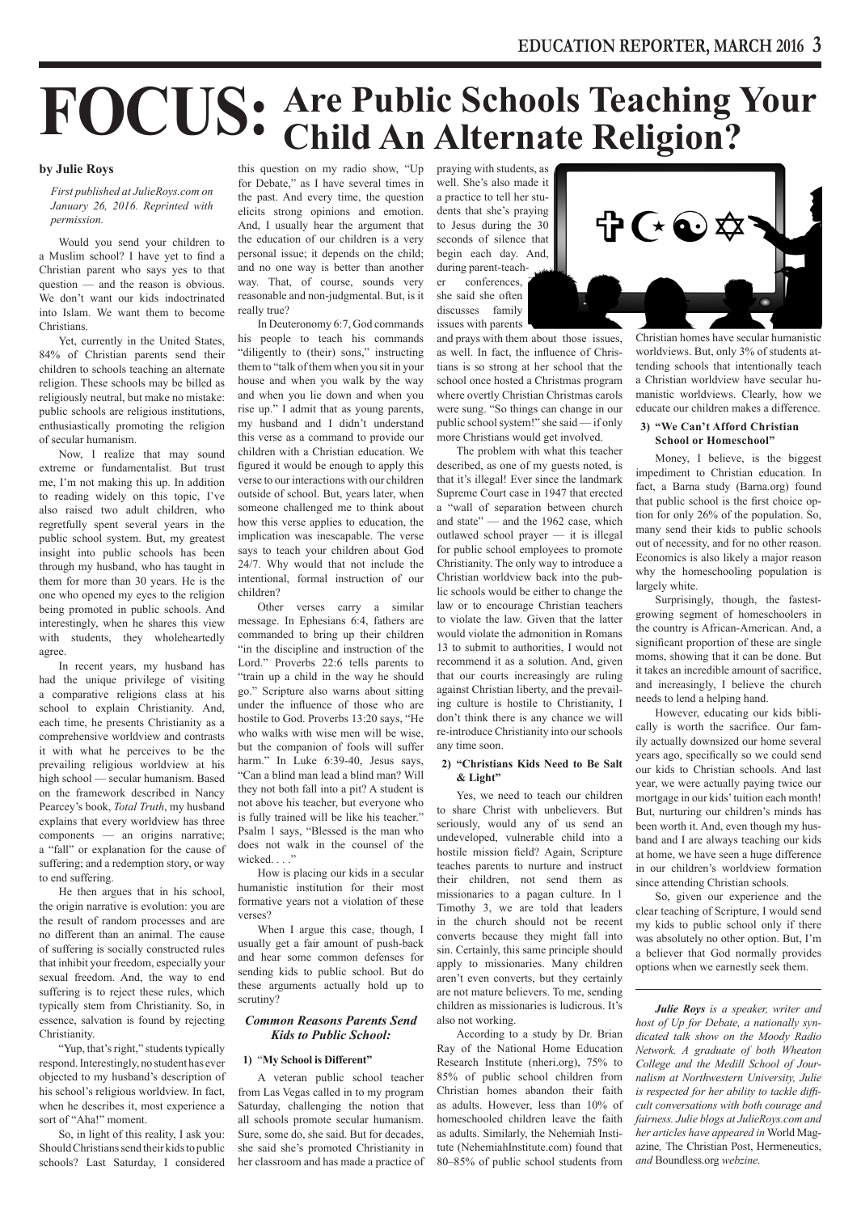# FOCUS: Are Public Schools Teaching Your Child An Alternate Religion?

**by Julie Roys**

*First published at JulieRoys.com on January 26, 2016. Reprinted with permission.*

Would you send your children to a Muslim school? I have yet to find a Christian parent who says yes to that question — and the reason is obvious. We don't want our kids indoctrinated into Islam. We want them to become Christians.

Yet, currently in the United States, 84% of Christian parents send their children to schools teaching an alternate religion. These schools may be billed as religiously neutral, but make no mistake: public schools are religious institutions, enthusiastically promoting the religion of secular humanism.

Now, I realize that may sound extreme or fundamentalist. But trust me, I'm not making this up. In addition to reading widely on this topic, I've also raised two adult children, who regretfully spent several years in the public school system. But, my greatest insight into public schools has been through my husband, who has taught in them for more than 30 years. He is the one who opened my eyes to the religion being promoted in public schools. And interestingly, when he shares this view with students, they wholeheartedly agree.

In recent years, my husband has had the unique privilege of visiting a comparative religions class at his school to explain Christianity. And, each time, he presents Christianity as a comprehensive worldview and contrasts it with what he perceives to be the prevailing religious worldview at his high school — secular humanism. Based on the framework described in Nancy Pearcey's book, *Total Truth*, my husband explains that every worldview has three components — an origins narrative; a "fall" or explanation for the cause of suffering; and a redemption story, or way to end suffering.

He then argues that in his school, the origin narrative is evolution: you are the result of random processes and are no different than an animal. The cause of suffering is socially constructed rules that inhibit your freedom, especially your sexual freedom. And, the way to end suffering is to reject these rules, which typically stem from Christianity. So, in essence, salvation is found by rejecting Christianity.

"Yup, that's right," students typically respond. Interestingly, no student has ever objected to my husband's description of his school's religious worldview. In fact, when he describes it, most experience a sort of "Aha!" moment.

So, in light of this reality, I ask you: Should Christians send their kids to public schools? Last Saturday, I considered this question on my radio show, "Up for Debate," as I have several times in the past. And every time, the question elicits strong opinions and emotion. And, I usually hear the argument that the education of our children is a very personal issue; it depends on the child; and no one way is better than another way. That, of course, sounds very reasonable and non-judgmental. But, is it really true?

In Deuteronomy 6:7, God commands his people to teach his commands "diligently to (their) sons," instructing them to "talk of them when you sit in your house and when you walk by the way and when you lie down and when you rise up." I admit that as young parents, my husband and I didn't understand this verse as a command to provide our children with a Christian education. We figured it would be enough to apply this verse to our interactions with our children outside of school. But, years later, when someone challenged me to think about how this verse applies to education, the implication was inescapable. The verse says to teach your children about God 24/7. Why would that not include the intentional, formal instruction of our children?

Other verses carry a similar message. In Ephesians 6:4, fathers are commanded to bring up their children "in the discipline and instruction of the Lord." Proverbs 22:6 tells parents to "train up a child in the way he should go." Scripture also warns about sitting under the influence of those who are hostile to God. Proverbs 13:20 says, "He who walks with wise men will be wise, but the companion of fools will suffer harm." In Luke 6:39-40, Jesus says, "Can a blind man lead a blind man? Will they not both fall into a pit? A student is not above his teacher, but everyone who is fully trained will be like his teacher." Psalm 1 says, "Blessed is the man who does not walk in the counsel of the wicked. . . ."

How is placing our kids in a secular humanistic institution for their most formative years not a violation of these verses?

When I argue this case, though, I usually get a fair amount of push-back and hear some common defenses for sending kids to public school. But do these arguments actually hold up to scrutiny?

### *Common Reasons Parents Send Kids to Public School:*

#### 1) "My School is Different"

A veteran public school teacher from Las Vegas called in to my program Saturday, challenging the notion that all schools promote secular humanism. Sure, some do, she said. But for decades, she said she's promoted Christianity in her classroom and has made a practice of praying with students, as well. She's also made it a practice to tell her students that she's praying to Jesus during the 30 seconds of silence that begin each day. And, during parent-teacher conferences, she said she often discusses family issues with parents and prays with them about those issues, as well. In fact, the influence of Christians is so strong at her school that the school once hosted a Christmas program where overtly Christian Christmas carols were sung. "So things can change in our public school system!" she said — if only more Christians would get involved.

The problem with what this teacher described, as one of my guests noted, is that it's illegal! Ever since the landmark Supreme Court case in 1947 that erected a "wall of separation between church and state" — and the 1962 case, which outlawed school prayer — it is illegal for public school employees to promote Christianity. The only way to introduce a Christian worldview back into the public schools would be either to change the law or to encourage Christian teachers to violate the law. Given that the latter would violate the admonition in Romans 13 to submit to authorities, I would not recommend it as a solution. And, given that our courts increasingly are ruling against Christian liberty, and the prevailing culture is hostile to Christianity, I don't think there is any chance we will re-introduce Christianity into our schools any time soon.

#### 2) "Christians Kids Need to Be Salt & Light"

Yes, we need to teach our children to share Christ with unbelievers. But seriously, would any of us send an undeveloped, vulnerable child into a hostile mission field? Again, Scripture teaches parents to nurture and instruct their children, not send them as missionaries to a pagan culture. In 1 Timothy 3, we are told that leaders in the church should not be recent converts because they might fall into sin. Certainly, this same principle should apply to missionaries. Many children aren't even converts, but they certainly are not mature believers. To me, sending children as missionaries is ludicrous. It's also not working.

According to a study by Dr. Brian Ray of the National Home Education Research Institute (nheri.org), 75% to 85% of public school children from Christian homes abandon their faith as adults. However, less than 10% of homeschooled children leave the faith as adults. Similarly, the Nehemiah Institute (NehemiahInstitute.com) found that 80–85% of public school students from Christian homes have secular humanistic worldviews. But, only 3% of students attending schools that intentionally teach a Christian worldview have secular humanistic worldviews. Clearly, how we educate our children makes a difference.

#### 3) "We Can't Afford Christian School or Homeschool"

Money, I believe, is the biggest impediment to Christian education. In fact, a Barna study (Barna.org) found that public school is the first choice option for only 26% of the population. So, many send their kids to public schools out of necessity, and for no other reason. Economics is also likely a major reason why the homeschooling population is largely white.

Surprisingly, though, the fastest-growing segment of homeschoolers in the country is African-American. And, a significant proportion of these are single moms, showing that it can be done. But it takes an incredible amount of sacrifice, and increasingly, I believe the church needs to lend a helping hand.

However, educating our kids biblically is worth the sacrifice. Our family actually downsized our home several years ago, specifically so we could send our kids to Christian schools. And last year, we were actually paying twice our mortgage in our kids' tuition each month! But, nurturing our children's minds has been worth it. And, even though my husband and I are always teaching our kids at home, we have seen a huge difference in our children's worldview formation since attending Christian schools.

So, given our experience and the clear teaching of Scripture, I would send my kids to public school only if there was absolutely no other option. But, I'm a believer that God normally provides options when we earnestly seek them.

---

***Julie Roys** is a speaker, writer and host of Up for Debate, a nationally syndicated talk show on the Moody Radio Network. A graduate of both Wheaton College and the Medill School of Journalism at Northwestern University, Julie is respected for her ability to tackle difficult conversations with both courage and fairness. Julie blogs at JulieRoys.com and her articles have appeared in* World Magazine*,* The Christian Post, Hermeneutics, *and* Boundless.org *webzine.*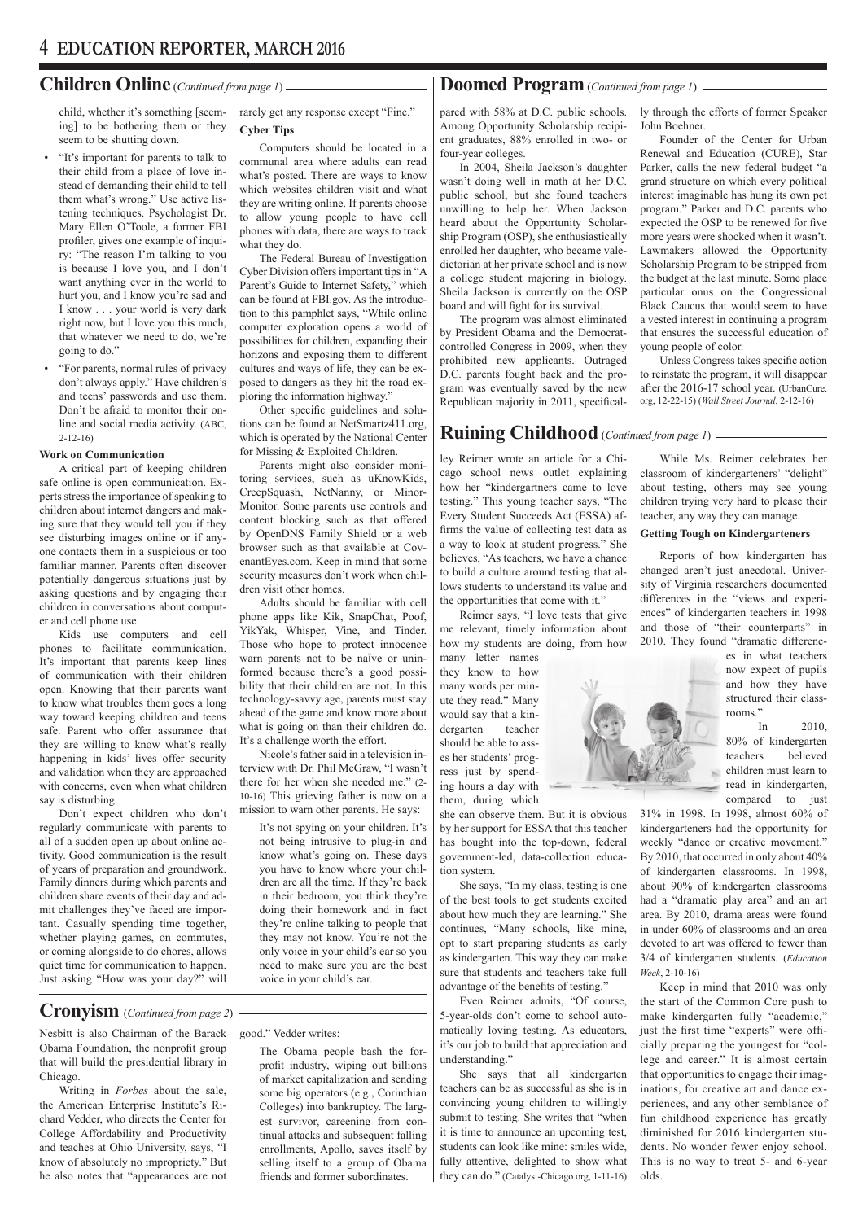## Children Online (*Continued from page 1*)

child, whether it's something [seeming] to be bothering them or they seem to be shutting down.

- "It's important for parents to talk to their child from a place of love instead of demanding their child to tell them what's wrong." Use active listening techniques. Psychologist Dr. Mary Ellen O'Toole, a former FBI profiler, gives one example of inquiry: "The reason I'm talking to you is because I love you, and I don't want anything ever in the world to hurt you, and I know you're sad and I know . . . your world is very dark right now, but I love you this much, that whatever we need to do, we're going to do."
- "For parents, normal rules of privacy don't always apply." Have children's and teens' passwords and use them. Don't be afraid to monitor their online and social media activity. (ABC, 2-12-16)

### Work on Communication

A critical part of keeping children safe online is open communication. Experts stress the importance of speaking to children about internet dangers and making sure that they would tell you if they see disturbing images online or if anyone contacts them in a suspicious or too familiar manner. Parents often discover potentially dangerous situations just by asking questions and by engaging their children in conversations about computer and cell phone use.

Kids use computers and cell phones to facilitate communication. It's important that parents keep lines of communication with their children open. Knowing that their parents want to know what troubles them goes a long way toward keeping children and teens safe. Parent who offer assurance that they are willing to know what's really happening in kids' lives offer security and validation when they are approached with concerns, even when what children say is disturbing.

Don't expect children who don't regularly communicate with parents to all of a sudden open up about online activity. Good communication is the result of years of preparation and groundwork. Family dinners during which parents and children share events of their day and admit challenges they've faced are important. Casually spending time together, whether playing games, on commutes, or coming alongside to do chores, allows quiet time for communication to happen. Just asking "How was your day?" will rarely get any response except "Fine."

### Cyber Tips

Computers should be located in a communal area where adults can read what's posted. There are ways to know which websites children visit and what they are writing online. If parents choose to allow young people to have cell phones with data, there are ways to track what they do.

The Federal Bureau of Investigation Cyber Division offers important tips in "A Parent's Guide to Internet Safety," which can be found at FBI.gov. As the introduction to this pamphlet says, "While online computer exploration opens a world of possibilities for children, expanding their horizons and exposing them to different cultures and ways of life, they can be exposed to dangers as they hit the road exploring the information highway."

Other specific guidelines and solutions can be found at NetSmartz411.org, which is operated by the National Center for Missing & Exploited Children.

Parents might also consider monitoring services, such as uKnowKids, CreepSquash, NetNanny, or MinorMonitor. Some parents use controls and content blocking such as that offered by OpenDNS Family Shield or a web browser such as that available at CovenantEyes.com. Keep in mind that some security measures don't work when children visit other homes.

Adults should be familiar with cell phone apps like Kik, SnapChat, Poof, YikYak, Whisper, Vine, and Tinder. Those who hope to protect innocence warn parents not to be naïve or uninformed because there's a good possibility that their children are not. In this technology-savvy age, parents must stay ahead of the game and know more about what is going on than their children do. It's a challenge worth the effort.

Nicole's father said in a television interview with Dr. Phil McGraw, "I wasn't there for her when she needed me." (2-10-16) This grieving father is now on a mission to warn other parents. He says:

> It's not spying on your children. It's not being intrusive to plug-in and know what's going on. These days you have to know where your children are all the time. If they're back in their bedroom, you think they're doing their homework and in fact they're online talking to people that they may not know. You're not the only voice in your child's ear so you need to make sure you are the best voice in your child's ear.

## Doomed Program (*Continued from page 1*)

pared with 58% at D.C. public schools. Among Opportunity Scholarship recipient graduates, 88% enrolled in two- or four-year colleges.

In 2004, Sheila Jackson's daughter wasn't doing well in math at her D.C. public school, but she found teachers unwilling to help her. When Jackson heard about the Opportunity Scholarship Program (OSP), she enthusiastically enrolled her daughter, who became valedictorian at her private school and is now a college student majoring in biology. Sheila Jackson is currently on the OSP board and will fight for its survival.

The program was almost eliminated by President Obama and the Democrat-controlled Congress in 2009, when they prohibited new applicants. Outraged D.C. parents fought back and the program was eventually saved by the new Republican majority in 2011, specifically through the efforts of former Speaker John Boehner.

Founder of the Center for Urban Renewal and Education (CURE), Star Parker, calls the new federal budget "a grand structure on which every political interest imaginable has hung its own pet program." Parker and D.C. parents who expected the OSP to be renewed for five more years were shocked when it wasn't. Lawmakers allowed the Opportunity Scholarship Program to be stripped from the budget at the last minute. Some place particular onus on the Congressional Black Caucus that would seem to have a vested interest in continuing a program that ensures the successful education of young people of color.

Unless Congress takes specific action to reinstate the program, it will disappear after the 2016-17 school year. (UrbanCure.org, 12-22-15) (*Wall Street Journal*, 2-12-16)

## Ruining Childhood (*Continued from page 1*)

ley Reimer wrote an article for a Chicago school news outlet explaining how her "kindergartners came to love testing." This young teacher says, "The Every Student Succeeds Act (ESSA) affirms the value of collecting test data as a way to look at student progress." She believes, "As teachers, we have a chance to build a culture around testing that allows students to understand its value and the opportunities that come with it."

Reimer says, "I love tests that give me relevant, timely information about how my students are doing, from how many letter names they know to how many words per minute they read." Many would say that a kindergarten teacher should be able to asses her students' progress just by spending hours a day with them, during which she can observe them. But it is obvious by her support for ESSA that this teacher has bought into the top-down, federal government-led, data-collection education system.

She says, "In my class, testing is one of the best tools to get students excited about how much they are learning." She continues, "Many schools, like mine, opt to start preparing students as early as kindergarten. This way they can make sure that students and teachers take full advantage of the benefits of testing."

Even Reimer admits, "Of course, 5-year-olds don't come to school automatically loving testing. As educators, it's our job to build that appreciation and understanding."

She says that all kindergarten teachers can be as successful as she is in convincing young children to willingly submit to testing. She writes that "when it is time to announce an upcoming test, students can look like mine: smiles wide, fully attentive, delighted to show what they can do." (Catalyst-Chicago.org, 1-11-16)

While Ms. Reimer celebrates her classroom of kindergarteners' "delight" about testing, others may see young children trying very hard to please their teacher, any way they can manage.

### Getting Tough on Kindergarteners

Reports of how kindergarten has changed aren't just anecdotal. University of Virginia researchers documented differences in the "views and experiences" of kindergarten teachers in 1998 and those of "their counterparts" in 2010. They found "dramatic differences in what teachers now expect of pupils and how they have structured their classrooms."

In 2010, 80% of kindergarten teachers believed children must learn to read in kindergarten, compared to just 31% in 1998. In 1998, almost 60% of kindergarteners had the opportunity for weekly "dance or creative movement." By 2010, that occurred in only about 40% of kindergarten classrooms. In 1998, about 90% of kindergarten classrooms had a "dramatic play area" and an art area. By 2010, drama areas were found in under 60% of classrooms and an area devoted to art was offered to fewer than 3/4 of kindergarten students. (*Education Week*, 2-10-16)

Keep in mind that 2010 was only the start of the Common Core push to make kindergarten fully "academic," just the first time "experts" were officially preparing the youngest for "college and career." It is almost certain that opportunities to engage their imaginations, for creative art and dance experiences, and any other semblance of fun childhood experience has greatly diminished for 2016 kindergarten students. No wonder fewer enjoy school. This is no way to treat 5- and 6-year olds.

## Cronyism (*Continued from page 2*)

Nesbitt is also Chairman of the Barack Obama Foundation, the nonprofit group that will build the presidential library in Chicago.

Writing in *Forbes* about the sale, the American Enterprise Institute's Richard Vedder, who directs the Center for College Affordability and Productivity and teaches at Ohio University, says, "I know of absolutely no impropriety." But he also notes that "appearances are not good." Vedder writes:

> The Obama people bash the for-profit industry, wiping out billions of market capitalization and sending some big operators (e.g., Corinthian Colleges) into bankruptcy. The largest survivor, careening from continual attacks and subsequent falling enrollments, Apollo, saves itself by selling itself to a group of Obama friends and former subordinates.